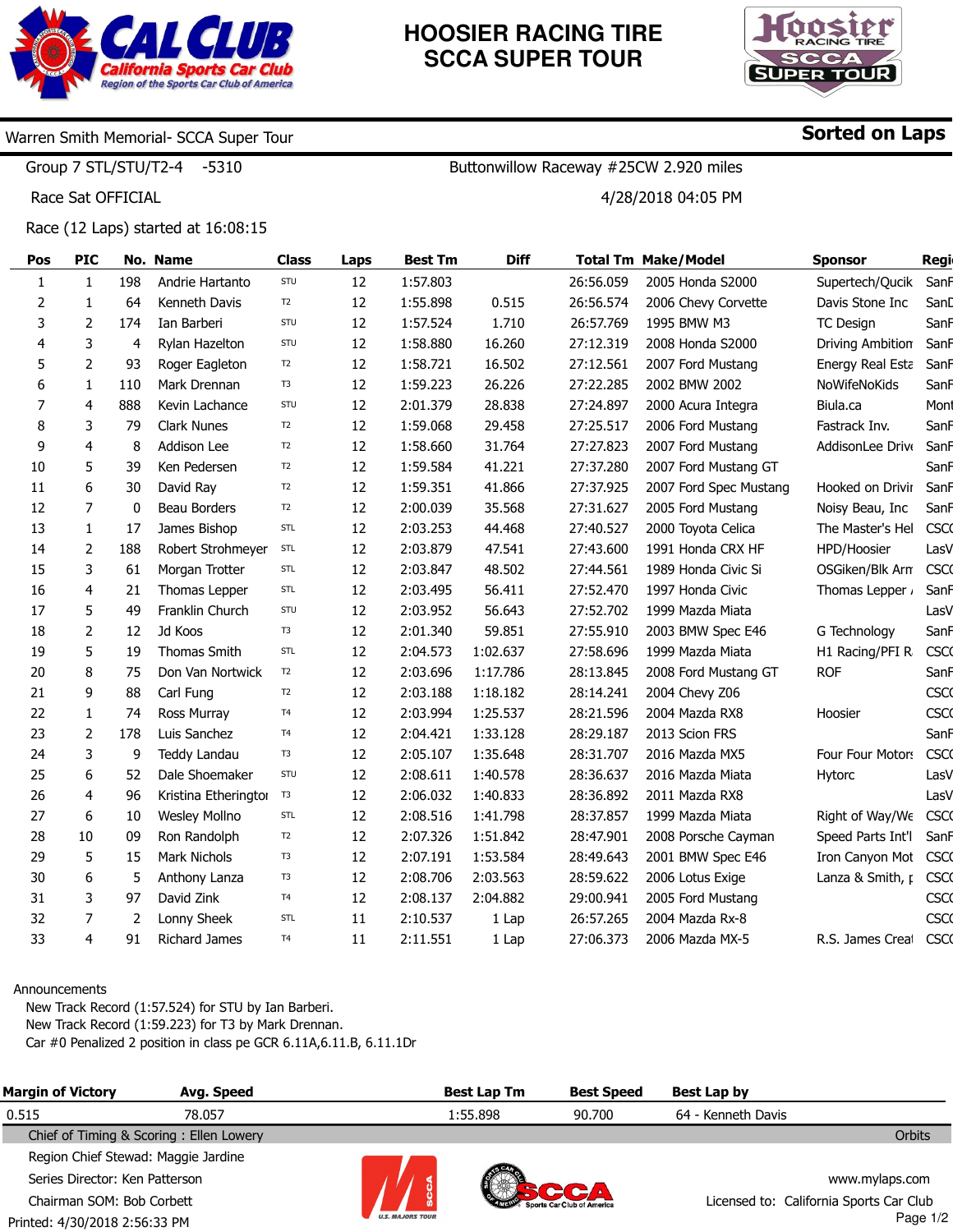# HOOSIER RACING TIRE SCCA SUPER TOUR

Warren Smith Memorial- SCCA Super Tour

**Sorted on Laps**

Group 7 STL/STU/T2-4 -5310

Buttonwillow Raceway #25CW 2.920 miles

Race Sat OFFICIAL

4/28/2018 04:05 PM

Race (12 Laps) started at 16:08:15

| Pos | PIC | No. | Name | Class | Laps | Best Tm | Diff | Total Tm | Make/Model | Sponsor | Regi |
|---|---|---|---|---|---|---|---|---|---|---|---|
| 1 | 1 | 198 | Andrie Hartanto | STU | 12 | 1:57.803 | | 26:56.059 | 2005 Honda S2000 | Supertech/Qucik | SanF |
| 2 | 1 | 64 | Kenneth Davis | T2 | 12 | 1:55.898 | 0.515 | 26:56.574 | 2006 Chevy Corvette | Davis Stone Inc | SanD |
| 3 | 2 | 174 | Ian Barberi | STU | 12 | 1:57.524 | 1.710 | 26:57.769 | 1995 BMW M3 | TC Design | SanF |
| 4 | 3 | 4 | Rylan Hazelton | STU | 12 | 1:58.880 | 16.260 | 27:12.319 | 2008 Honda S2000 | Driving Ambition | SanF |
| 5 | 2 | 93 | Roger Eagleton | T2 | 12 | 1:58.721 | 16.502 | 27:12.561 | 2007 Ford Mustang | Energy Real Esta | SanF |
| 6 | 1 | 110 | Mark Drennan | T3 | 12 | 1:59.223 | 26.226 | 27:22.285 | 2002 BMW 2002 | NoWifeNoKids | SanF |
| 7 | 4 | 888 | Kevin Lachance | STU | 12 | 2:01.379 | 28.838 | 27:24.897 | 2000 Acura Integra | Biula.ca | Mont |
| 8 | 3 | 79 | Clark Nunes | T2 | 12 | 1:59.068 | 29.458 | 27:25.517 | 2006 Ford Mustang | Fastrack Inv. | SanF |
| 9 | 4 | 8 | Addison Lee | T2 | 12 | 1:58.660 | 31.764 | 27:27.823 | 2007 Ford Mustang | AddisonLee Drive | SanF |
| 10 | 5 | 39 | Ken Pedersen | T2 | 12 | 1:59.584 | 41.221 | 27:37.280 | 2007 Ford Mustang GT | | SanF |
| 11 | 6 | 30 | David Ray | T2 | 12 | 1:59.351 | 41.866 | 27:37.925 | 2007 Ford Spec Mustang | Hooked on Drivir | SanF |
| 12 | 7 | 0 | Beau Borders | T2 | 12 | 2:00.039 | 35.568 | 27:31.627 | 2005 Ford Mustang | Noisy Beau, Inc | SanF |
| 13 | 1 | 17 | James Bishop | STL | 12 | 2:03.253 | 44.468 | 27:40.527 | 2000 Toyota Celica | The Master's Hel | CSCC |
| 14 | 2 | 188 | Robert Strohmeyer | STL | 12 | 2:03.879 | 47.541 | 27:43.600 | 1991 Honda CRX HF | HPD/Hoosier | LasV |
| 15 | 3 | 61 | Morgan Trotter | STL | 12 | 2:03.847 | 48.502 | 27:44.561 | 1989 Honda Civic Si | OSGiken/Blk Arm | CSCC |
| 16 | 4 | 21 | Thomas Lepper | STL | 12 | 2:03.495 | 56.411 | 27:52.470 | 1997 Honda Civic | Thomas Lepper / | SanF |
| 17 | 5 | 49 | Franklin Church | STU | 12 | 2:03.952 | 56.643 | 27:52.702 | 1999 Mazda Miata | | LasV |
| 18 | 2 | 12 | Jd Koos | T3 | 12 | 2:01.340 | 59.851 | 27:55.910 | 2003 BMW Spec E46 | G Technology | SanF |
| 19 | 5 | 19 | Thomas Smith | STL | 12 | 2:04.573 | 1:02.637 | 27:58.696 | 1999 Mazda Miata | H1 Racing/PFI R | CSCC |
| 20 | 8 | 75 | Don Van Nortwick | T2 | 12 | 2:03.696 | 1:17.786 | 28:13.845 | 2008 Ford Mustang GT | ROF | SanF |
| 21 | 9 | 88 | Carl Fung | T2 | 12 | 2:03.188 | 1:18.182 | 28:14.241 | 2004 Chevy Z06 | | CSCC |
| 22 | 1 | 74 | Ross Murray | T4 | 12 | 2:03.994 | 1:25.537 | 28:21.596 | 2004 Mazda RX8 | Hoosier | CSCC |
| 23 | 2 | 178 | Luis Sanchez | T4 | 12 | 2:04.421 | 1:33.128 | 28:29.187 | 2013 Scion FRS | | SanF |
| 24 | 3 | 9 | Teddy Landau | T3 | 12 | 2:05.107 | 1:35.648 | 28:31.707 | 2016 Mazda MX5 | Four Four Motors | CSCC |
| 25 | 6 | 52 | Dale Shoemaker | STU | 12 | 2:08.611 | 1:40.578 | 28:36.637 | 2016 Mazda Miata | Hytorc | LasV |
| 26 | 4 | 96 | Kristina Etheringtor | T3 | 12 | 2:06.032 | 1:40.833 | 28:36.892 | 2011 Mazda RX8 | | LasV |
| 27 | 6 | 10 | Wesley Mollno | STL | 12 | 2:08.516 | 1:41.798 | 28:37.857 | 1999 Mazda Miata | Right of Way/We | CSCC |
| 28 | 10 | 09 | Ron Randolph | T2 | 12 | 2:07.326 | 1:51.842 | 28:47.901 | 2008 Porsche Cayman | Speed Parts Int'l | SanF |
| 29 | 5 | 15 | Mark Nichols | T3 | 12 | 2:07.191 | 1:53.584 | 28:49.643 | 2001 BMW Spec E46 | Iron Canyon Mot | CSCC |
| 30 | 6 | 5 | Anthony Lanza | T3 | 12 | 2:08.706 | 2:03.563 | 28:59.622 | 2006 Lotus Exige | Lanza & Smith, p | CSCC |
| 31 | 3 | 97 | David Zink | T4 | 12 | 2:08.137 | 2:04.882 | 29:00.941 | 2005 Ford Mustang | | CSCC |
| 32 | 7 | 2 | Lonny Sheek | STL | 11 | 2:10.537 | 1 Lap | 26:57.265 | 2004 Mazda Rx-8 | | CSCC |
| 33 | 4 | 91 | Richard James | T4 | 11 | 2:11.551 | 1 Lap | 27:06.373 | 2006 Mazda MX-5 | R.S. James Creat | CSCC |

Announcements

New Track Record (1:57.524) for STU by Ian Barberi.
New Track Record (1:59.223) for T3 by Mark Drennan.
Car #0 Penalized 2 position in class pe GCR 6.11A,6.11.B, 6.11.1Dr

| Margin of Victory | Avg. Speed | Best Lap Tm | Best Speed | Best Lap by |
|---|---|---|---|---|
| 0.515 | 78.057 | 1:55.898 | 90.700 | 64 - Kenneth Davis |

Chief of Timing & Scoring : Ellen Lowery — Orbits

Region Chief Stewad: Maggie Jardine

Series Director: Ken Patterson

Chairman SOM: Bob Corbett

Printed: 4/30/2018 2:56:33 PM

www.mylaps.com

Licensed to: California Sports Car Club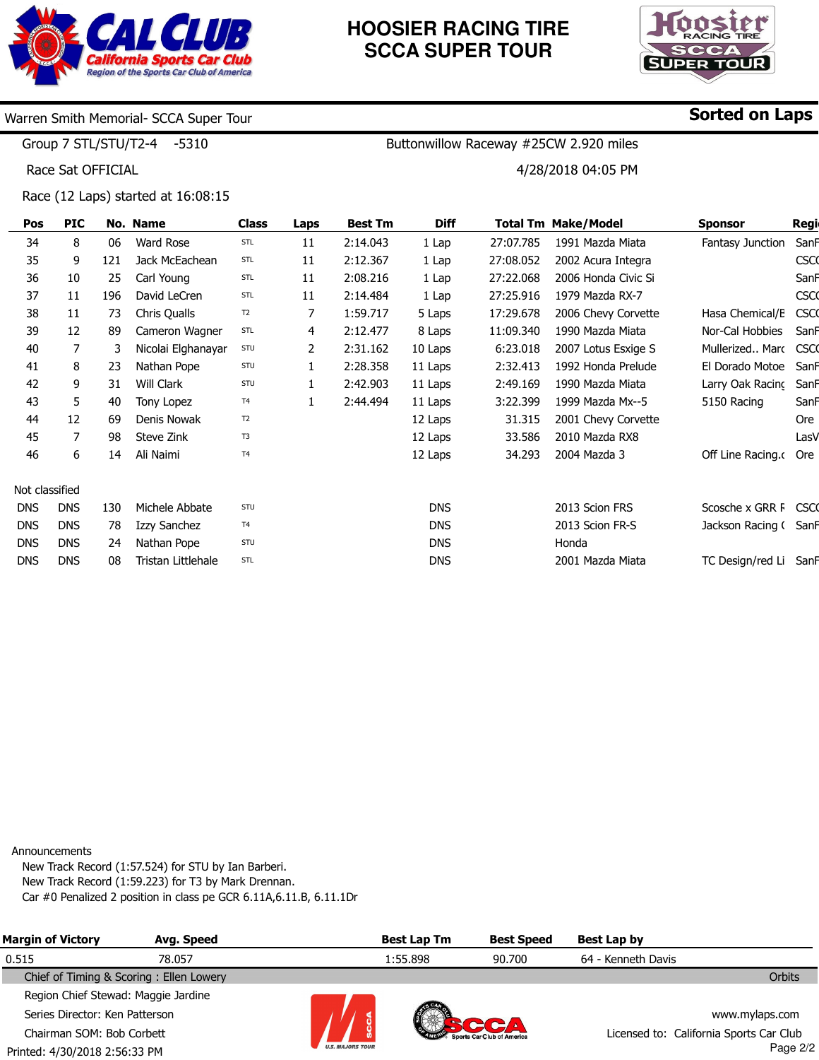# HOOSIER RACING TIRE SCCA SUPER TOUR

Warren Smith Memorial- SCCA Super Tour

**Sorted on Laps**

Group 7 STL/STU/T2-4 -5310

Buttonwillow Raceway #25CW 2.920 miles

Race Sat OFFICIAL

4/28/2018 04:05 PM

Race (12 Laps) started at 16:08:15

| Pos | PIC | No. | Name | Class | Laps | Best Tm | Diff | Total Tm | Make/Model | Sponsor | Regi |
|---|---|---|---|---|---|---|---|---|---|---|---|
| 34 | 8 | 06 | Ward Rose | STL | 11 | 2:14.043 | 1 Lap | 27:07.785 | 1991 Mazda Miata | Fantasy Junction | SanF |
| 35 | 9 | 121 | Jack McEachean | STL | 11 | 2:12.367 | 1 Lap | 27:08.052 | 2002 Acura Integra | | CSC( |
| 36 | 10 | 25 | Carl Young | STL | 11 | 2:08.216 | 1 Lap | 27:22.068 | 2006 Honda Civic Si | | SanF |
| 37 | 11 | 196 | David LeCren | STL | 11 | 2:14.484 | 1 Lap | 27:25.916 | 1979 Mazda RX-7 | | CSC( |
| 38 | 11 | 73 | Chris Qualls | T2 | 7 | 1:59.717 | 5 Laps | 17:29.678 | 2006 Chevy Corvette | Hasa Chemical/E | CSC( |
| 39 | 12 | 89 | Cameron Wagner | STL | 4 | 2:12.477 | 8 Laps | 11:09.340 | 1990 Mazda Miata | Nor-Cal Hobbies | SanF |
| 40 | 7 | 3 | Nicolai Elghanayar | STU | 2 | 2:31.162 | 10 Laps | 6:23.018 | 2007 Lotus Esxige S | Mullerized.. Marc | CSC( |
| 41 | 8 | 23 | Nathan Pope | STU | 1 | 2:28.358 | 11 Laps | 2:32.413 | 1992 Honda Prelude | El Dorado Motoe | SanF |
| 42 | 9 | 31 | Will Clark | STU | 1 | 2:42.903 | 11 Laps | 2:49.169 | 1990 Mazda Miata | Larry Oak Racing | SanF |
| 43 | 5 | 40 | Tony Lopez | T4 | 1 | 2:44.494 | 11 Laps | 3:22.399 | 1999 Mazda Mx--5 | 5150 Racing | SanF |
| 44 | 12 | 69 | Denis Nowak | T2 | | | 12 Laps | 31.315 | 2001 Chevy Corvette | | Ore |
| 45 | 7 | 98 | Steve Zink | T3 | | | 12 Laps | 33.586 | 2010 Mazda RX8 | | LasV |
| 46 | 6 | 14 | Ali Naimi | T4 | | | 12 Laps | 34.293 | 2004 Mazda 3 | Off Line Racing.c | Ore |
| Not classified | | | | | | | | | | | |
| DNS | DNS | 130 | Michele Abbate | STU | | | DNS | | 2013 Scion FRS | Scosche x GRR F | CSC( |
| DNS | DNS | 78 | Izzy Sanchez | T4 | | | DNS | | 2013 Scion FR-S | Jackson Racing ( | SanF |
| DNS | DNS | 24 | Nathan Pope | STU | | | DNS | | Honda | | |
| DNS | DNS | 08 | Tristan Littlehale | STL | | | DNS | | 2001 Mazda Miata | TC Design/red Li | SanF |

Announcements

New Track Record (1:57.524) for STU by Ian Barberi.
New Track Record (1:59.223) for T3 by Mark Drennan.
Car #0 Penalized 2 position in class pe GCR 6.11A,6.11.B, 6.11.1Dr

| Margin of Victory | Avg. Speed | Best Lap Tm | Best Speed | Best Lap by |
|---|---|---|---|---|
| 0.515 | 78.057 | 1:55.898 | 90.700 | 64 - Kenneth Davis |

Chief of Timing & Scoring : Ellen Lowery

Orbits

Region Chief Stewad: Maggie Jardine

Series Director: Ken Patterson

Chairman SOM: Bob Corbett

Printed: 4/30/2018 2:56:33 PM

www.mylaps.com

Licensed to: California Sports Car Club